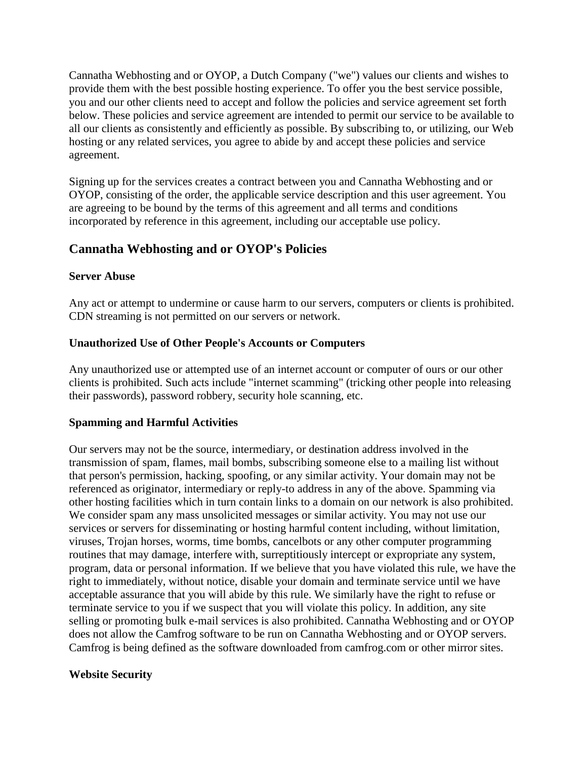Cannatha Webhosting and or OYOP, a Dutch Company ("we") values our clients and wishes to provide them with the best possible hosting experience. To offer you the best service possible, you and our other clients need to accept and follow the policies and service agreement set forth below. These policies and service agreement are intended to permit our service to be available to all our clients as consistently and efficiently as possible. By subscribing to, or utilizing, our Web hosting or any related services, you agree to abide by and accept these policies and service agreement.

Signing up for the services creates a contract between you and Cannatha Webhosting and or OYOP, consisting of the order, the applicable service description and this user agreement. You are agreeing to be bound by the terms of this agreement and all terms and conditions incorporated by reference in this agreement, including our acceptable use policy.

## Cannatha Webhosting and or OYOP's Policies

### Server Abuse

Any act or attempt to undermine or cause harm to our servers, computers or clients is prohibited. CDN streaming is not permitted on our servers or network.

### Unauthorized Use of Other People's Accounts or Computers

Any unauthorized use or attempted use of an internet account or computer of ours or our other clients is prohibited. Such acts include "internet scamming" (tricking other people into releasing their passwords), password robbery, security hole scanning, etc.

### Spamming and Harmful Activities

Our servers may not be the source, intermediary, or destination address involved in the transmission of spam, flames, mail bombs, subscribing someone else to a mailing list without that person's permission, hacking, spoofing, or any similar activity. Your domain may not be referenced as originator, intermediary or reply-to address in any of the above. Spamming via other hosting facilities which in turn contain links to a domain on our network is also prohibited. We consider spam any mass unsolicited messages or similar activity. You may not use our services or servers for disseminating or hosting harmful content including, without limitation, viruses, Trojan horses, worms, time bombs, cancelbots or any other computer programming routines that may damage, interfere with, surreptitiously intercept or expropriate any system, program, data or personal information. If we believe that you have violated this rule, we have the right to immediately, without notice, disable your domain and terminate service until we have acceptable assurance that you will abide by this rule. We similarly have the right to refuse or terminate service to you if we suspect that you will violate this policy. In addition, any site selling or promoting bulk e-mail services is also prohibited. Cannatha Webhosting and or OYOP does not allow the Camfrog software to be run on Cannatha Webhosting and or OYOP servers. Camfrog is being defined as the software downloaded from camfrog.com or other mirror sites.

### Website Security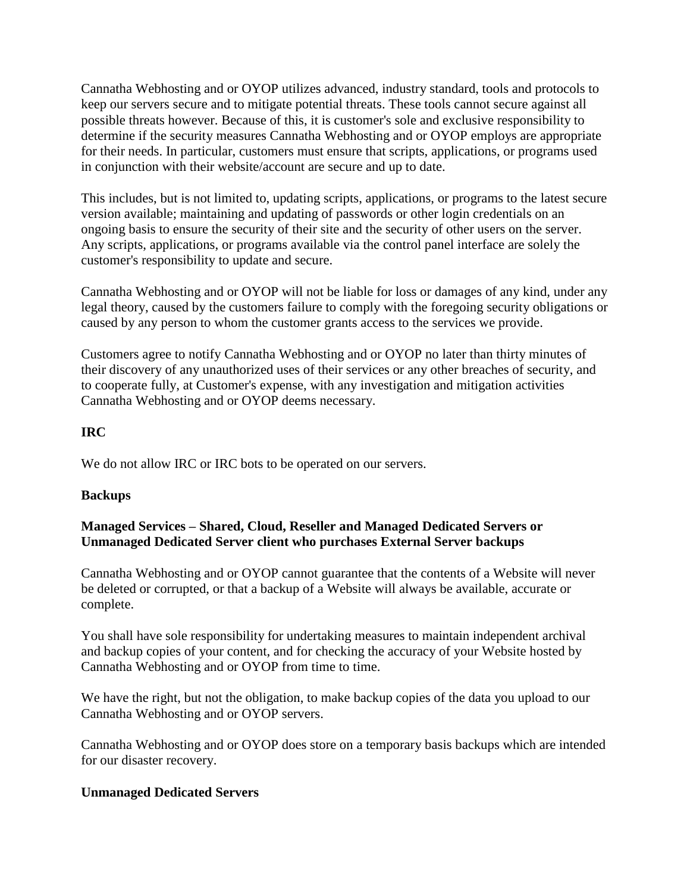Cannatha Webhosting and or OYOP utilizes advanced, industry standard, tools and protocols to keep our servers secure and to mitigate potential threats. These tools cannot secure against all possible threats however. Because of this, it is customer's sole and exclusive responsibility to determine if the security measures Cannatha Webhosting and or OYOP employs are appropriate for their needs. In particular, customers must ensure that scripts, applications, or programs used in conjunction with their website/account are secure and up to date.

This includes, but is not limited to, updating scripts, applications, or programs to the latest secure version available; maintaining and updating of passwords or other login credentials on an ongoing basis to ensure the security of their site and the security of other users on the server. Any scripts, applications, or programs available via the control panel interface are solely the customer's responsibility to update and secure.

Cannatha Webhosting and or OYOP will not be liable for loss or damages of any kind, under any legal theory, caused by the customers failure to comply with the foregoing security obligations or caused by any person to whom the customer grants access to the services we provide.

Customers agree to notify Cannatha Webhosting and or OYOP no later than thirty minutes of their discovery of any unauthorized uses of their services or any other breaches of security, and to cooperate fully, at Customer's expense, with any investigation and mitigation activities Cannatha Webhosting and or OYOP deems necessary.

**IRC**

We do not allow IRC or IRC bots to be operated on our servers.

**Backups**

**Managed Services – Shared, Cloud, Reseller and Managed Dedicated Servers or Unmanaged Dedicated Server client who purchases External Server backups**

Cannatha Webhosting and or OYOP cannot guarantee that the contents of a Website will never be deleted or corrupted, or that a backup of a Website will always be available, accurate or complete.

You shall have sole responsibility for undertaking measures to maintain independent archival and backup copies of your content, and for checking the accuracy of your Website hosted by Cannatha Webhosting and or OYOP from time to time.

We have the right, but not the obligation, to make backup copies of the data you upload to our Cannatha Webhosting and or OYOP servers.

Cannatha Webhosting and or OYOP does store on a temporary basis backups which are intended for our disaster recovery.

**Unmanaged Dedicated Servers**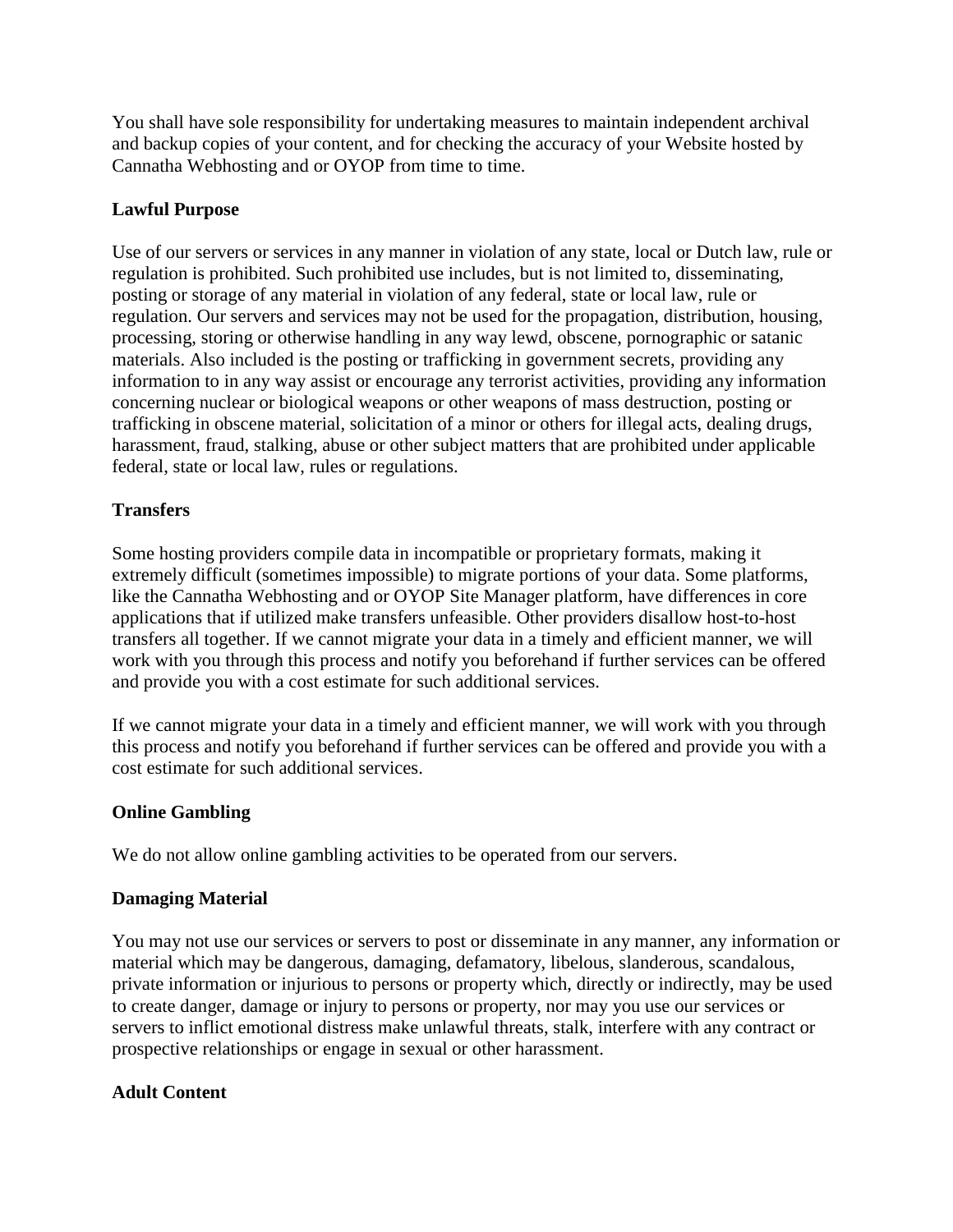You shall have sole responsibility for undertaking measures to maintain independent archival and backup copies of your content, and for checking the accuracy of your Website hosted by Cannatha Webhosting and or OYOP from time to time.

**Lawful Purpose**

Use of our servers or services in any manner in violation of any state, local or Dutch law, rule or regulation is prohibited. Such prohibited use includes, but is not limited to, disseminating, posting or storage of any material in violation of any federal, state or local law, rule or regulation. Our servers and services may not be used for the propagation, distribution, housing, processing, storing or otherwise handling in any way lewd, obscene, pornographic or satanic materials. Also included is the posting or trafficking in government secrets, providing any information to in any way assist or encourage any terrorist activities, providing any information concerning nuclear or biological weapons or other weapons of mass destruction, posting or trafficking in obscene material, solicitation of a minor or others for illegal acts, dealing drugs, harassment, fraud, stalking, abuse or other subject matters that are prohibited under applicable federal, state or local law, rules or regulations.

**Transfers**

Some hosting providers compile data in incompatible or proprietary formats, making it extremely difficult (sometimes impossible) to migrate portions of your data. Some platforms, like the Cannatha Webhosting and or OYOP Site Manager platform, have differences in core applications that if utilized make transfers unfeasible. Other providers disallow host-to-host transfers all together. If we cannot migrate your data in a timely and efficient manner, we will work with you through this process and notify you beforehand if further services can be offered and provide you with a cost estimate for such additional services.

If we cannot migrate your data in a timely and efficient manner, we will work with you through this process and notify you beforehand if further services can be offered and provide you with a cost estimate for such additional services.

**Online Gambling**

We do not allow online gambling activities to be operated from our servers.

**Damaging Material**

You may not use our services or servers to post or disseminate in any manner, any information or material which may be dangerous, damaging, defamatory, libelous, slanderous, scandalous, private information or injurious to persons or property which, directly or indirectly, may be used to create danger, damage or injury to persons or property, nor may you use our services or servers to inflict emotional distress make unlawful threats, stalk, interfere with any contract or prospective relationships or engage in sexual or other harassment.

**Adult Content**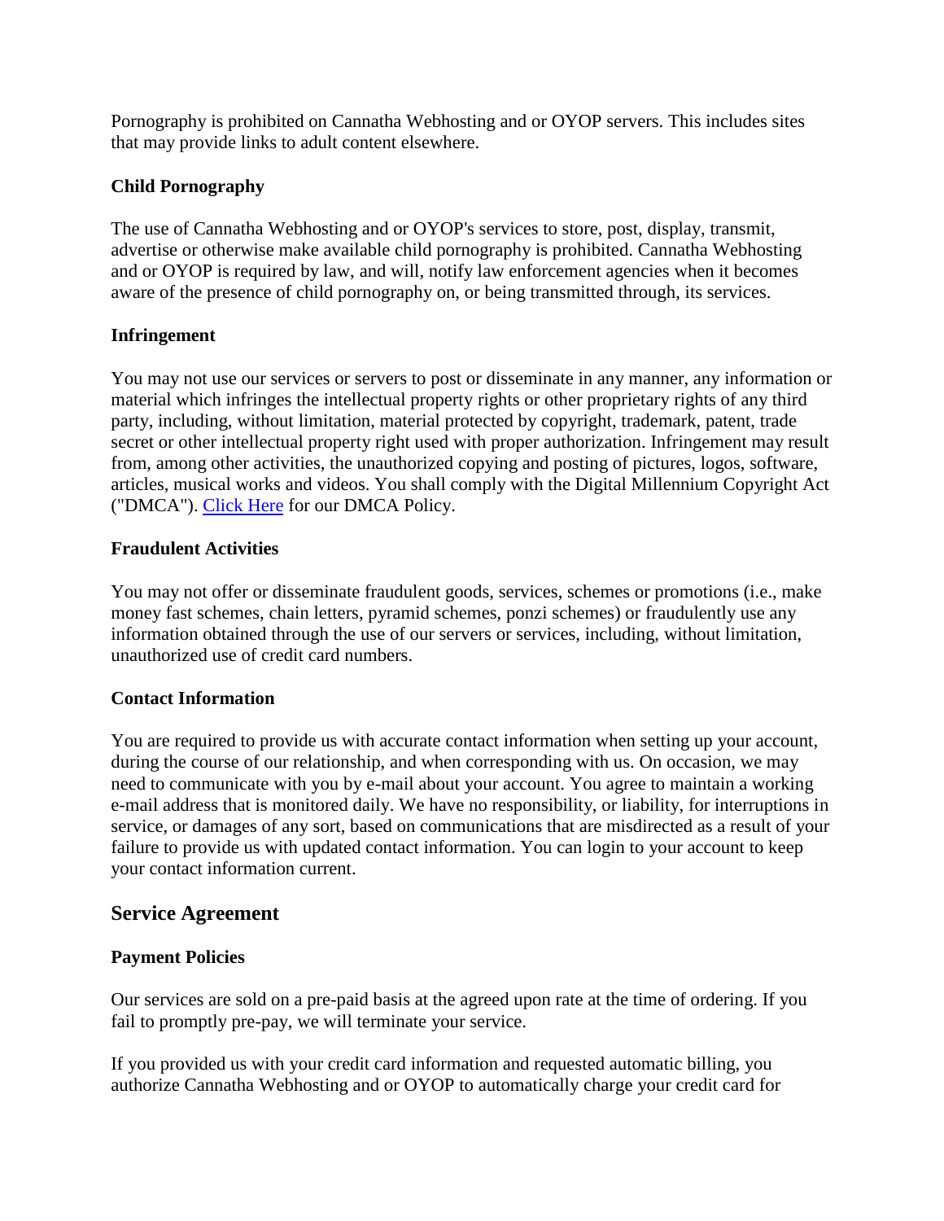Pornography is prohibited on Cannatha Webhosting and or OYOP servers. This includes sites that may provide links to adult content elsewhere.

#### Child Pornography

The use of Cannatha Webhosting and or OYOP's services to store, post, display, transmit, advertise or otherwise make available child pornography is prohibited. Cannatha Webhosting and or OYOP is required by law, and will, notify law enforcement agencies when it becomes aware of the presence of child pornography on, or being transmitted through, its services.

#### Infringement

You may not use our services or servers to post or disseminate in any manner, any information or material which infringes the intellectual property rights or other proprietary rights of any third party, including, without limitation, material protected by copyright, trademark, patent, trade secret or other intellectual property right used with proper authorization. Infringement may result from, among other activities, the unauthorized copying and posting of pictures, logos, software, articles, musical works and videos. You shall comply with the Digital Millennium Copyright Act ("DMCA"). [Click Here] for our DMCA Policy.

#### Fraudulent Activities

You may not offer or disseminate fraudulent goods, services, schemes or promotions (i.e., make money fast schemes, chain letters, pyramid schemes, ponzi schemes) or fraudulently use any information obtained through the use of our servers or services, including, without limitation, unauthorized use of credit card numbers.

#### Contact Information

You are required to provide us with accurate contact information when setting up your account, during the course of our relationship, and when corresponding with us. On occasion, we may need to communicate with you by e-mail about your account. You agree to maintain a working e-mail address that is monitored daily. We have no responsibility, or liability, for interruptions in service, or damages of any sort, based on communications that are misdirected as a result of your failure to provide us with updated contact information. You can login to your account to keep your contact information current.

### Service Agreement

#### Payment Policies

Our services are sold on a pre-paid basis at the agreed upon rate at the time of ordering. If you fail to promptly pre-pay, we will terminate your service.

If you provided us with your credit card information and requested automatic billing, you authorize Cannatha Webhosting and or OYOP to automatically charge your credit card for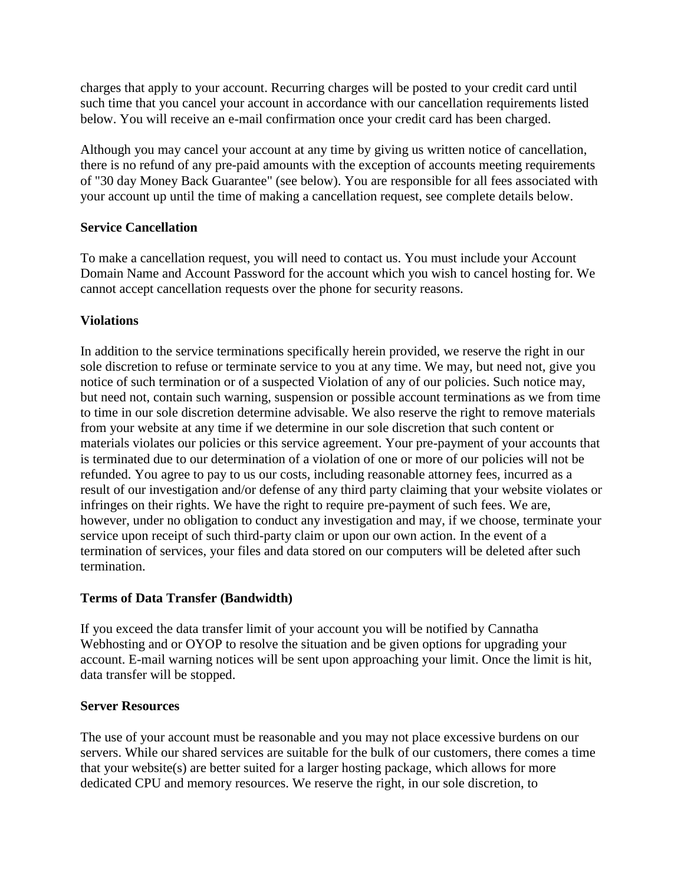charges that apply to your account. Recurring charges will be posted to your credit card until such time that you cancel your account in accordance with our cancellation requirements listed below. You will receive an e-mail confirmation once your credit card has been charged.

Although you may cancel your account at any time by giving us written notice of cancellation, there is no refund of any pre-paid amounts with the exception of accounts meeting requirements of "30 day Money Back Guarantee" (see below). You are responsible for all fees associated with your account up until the time of making a cancellation request, see complete details below.

**Service Cancellation**

To make a cancellation request, you will need to contact us. You must include your Account Domain Name and Account Password for the account which you wish to cancel hosting for. We cannot accept cancellation requests over the phone for security reasons.

**Violations**

In addition to the service terminations specifically herein provided, we reserve the right in our sole discretion to refuse or terminate service to you at any time. We may, but need not, give you notice of such termination or of a suspected Violation of any of our policies. Such notice may, but need not, contain such warning, suspension or possible account terminations as we from time to time in our sole discretion determine advisable. We also reserve the right to remove materials from your website at any time if we determine in our sole discretion that such content or materials violates our policies or this service agreement. Your pre-payment of your accounts that is terminated due to our determination of a violation of one or more of our policies will not be refunded. You agree to pay to us our costs, including reasonable attorney fees, incurred as a result of our investigation and/or defense of any third party claiming that your website violates or infringes on their rights. We have the right to require pre-payment of such fees. We are, however, under no obligation to conduct any investigation and may, if we choose, terminate your service upon receipt of such third-party claim or upon our own action. In the event of a termination of services, your files and data stored on our computers will be deleted after such termination.

**Terms of Data Transfer (Bandwidth)**

If you exceed the data transfer limit of your account you will be notified by Cannatha Webhosting and or OYOP to resolve the situation and be given options for upgrading your account. E-mail warning notices will be sent upon approaching your limit. Once the limit is hit, data transfer will be stopped.

**Server Resources**

The use of your account must be reasonable and you may not place excessive burdens on our servers. While our shared services are suitable for the bulk of our customers, there comes a time that your website(s) are better suited for a larger hosting package, which allows for more dedicated CPU and memory resources. We reserve the right, in our sole discretion, to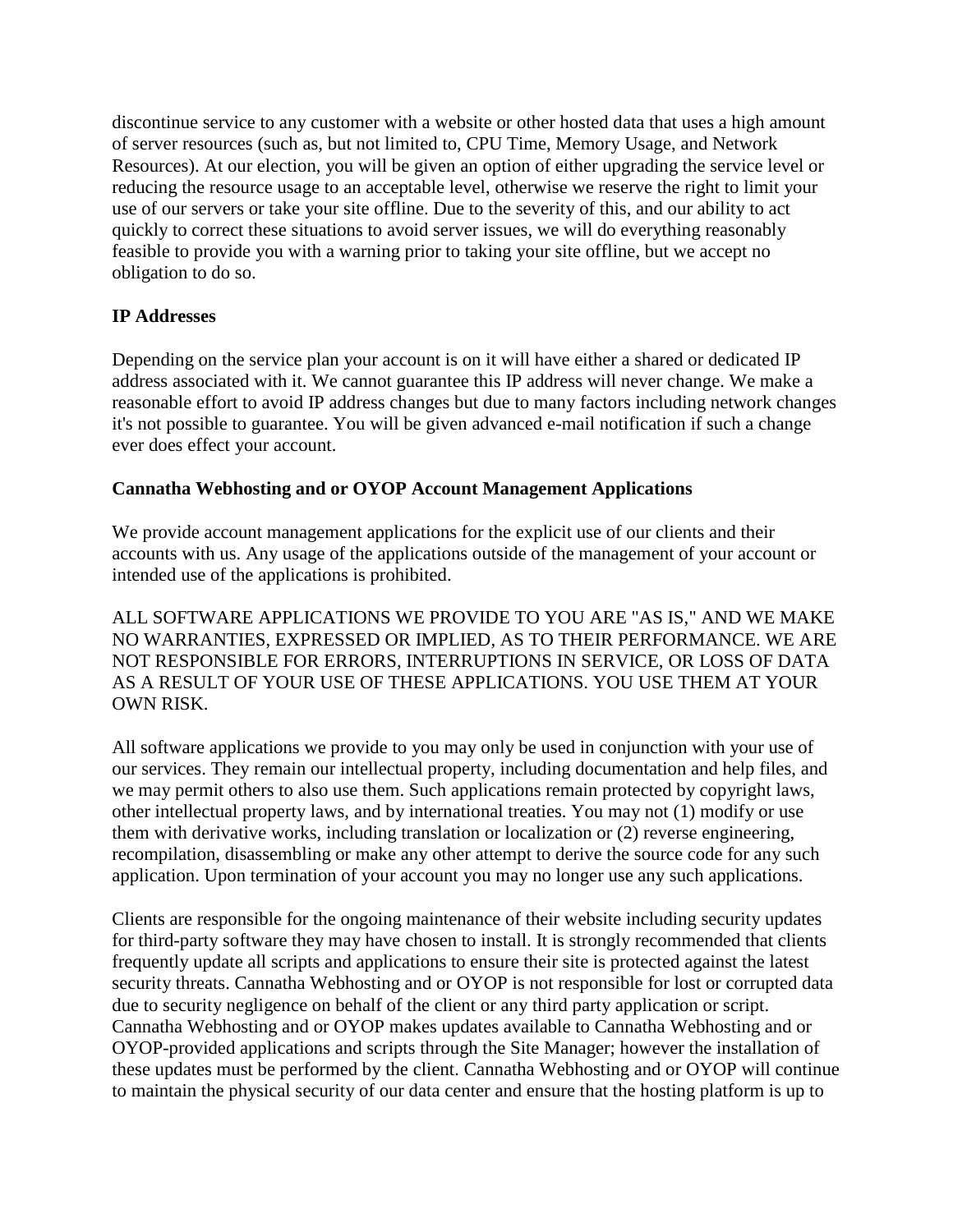discontinue service to any customer with a website or other hosted data that uses a high amount of server resources (such as, but not limited to, CPU Time, Memory Usage, and Network Resources). At our election, you will be given an option of either upgrading the service level or reducing the resource usage to an acceptable level, otherwise we reserve the right to limit your use of our servers or take your site offline. Due to the severity of this, and our ability to act quickly to correct these situations to avoid server issues, we will do everything reasonably feasible to provide you with a warning prior to taking your site offline, but we accept no obligation to do so.

**IP Addresses**

Depending on the service plan your account is on it will have either a shared or dedicated IP address associated with it. We cannot guarantee this IP address will never change. We make a reasonable effort to avoid IP address changes but due to many factors including network changes it's not possible to guarantee. You will be given advanced e-mail notification if such a change ever does effect your account.

**Cannatha Webhosting and or OYOP Account Management Applications**

We provide account management applications for the explicit use of our clients and their accounts with us. Any usage of the applications outside of the management of your account or intended use of the applications is prohibited.

ALL SOFTWARE APPLICATIONS WE PROVIDE TO YOU ARE "AS IS," AND WE MAKE NO WARRANTIES, EXPRESSED OR IMPLIED, AS TO THEIR PERFORMANCE. WE ARE NOT RESPONSIBLE FOR ERRORS, INTERRUPTIONS IN SERVICE, OR LOSS OF DATA AS A RESULT OF YOUR USE OF THESE APPLICATIONS. YOU USE THEM AT YOUR OWN RISK.

All software applications we provide to you may only be used in conjunction with your use of our services. They remain our intellectual property, including documentation and help files, and we may permit others to also use them. Such applications remain protected by copyright laws, other intellectual property laws, and by international treaties. You may not (1) modify or use them with derivative works, including translation or localization or (2) reverse engineering, recompilation, disassembling or make any other attempt to derive the source code for any such application. Upon termination of your account you may no longer use any such applications.

Clients are responsible for the ongoing maintenance of their website including security updates for third-party software they may have chosen to install. It is strongly recommended that clients frequently update all scripts and applications to ensure their site is protected against the latest security threats. Cannatha Webhosting and or OYOP is not responsible for lost or corrupted data due to security negligence on behalf of the client or any third party application or script. Cannatha Webhosting and or OYOP makes updates available to Cannatha Webhosting and or OYOP-provided applications and scripts through the Site Manager; however the installation of these updates must be performed by the client. Cannatha Webhosting and or OYOP will continue to maintain the physical security of our data center and ensure that the hosting platform is up to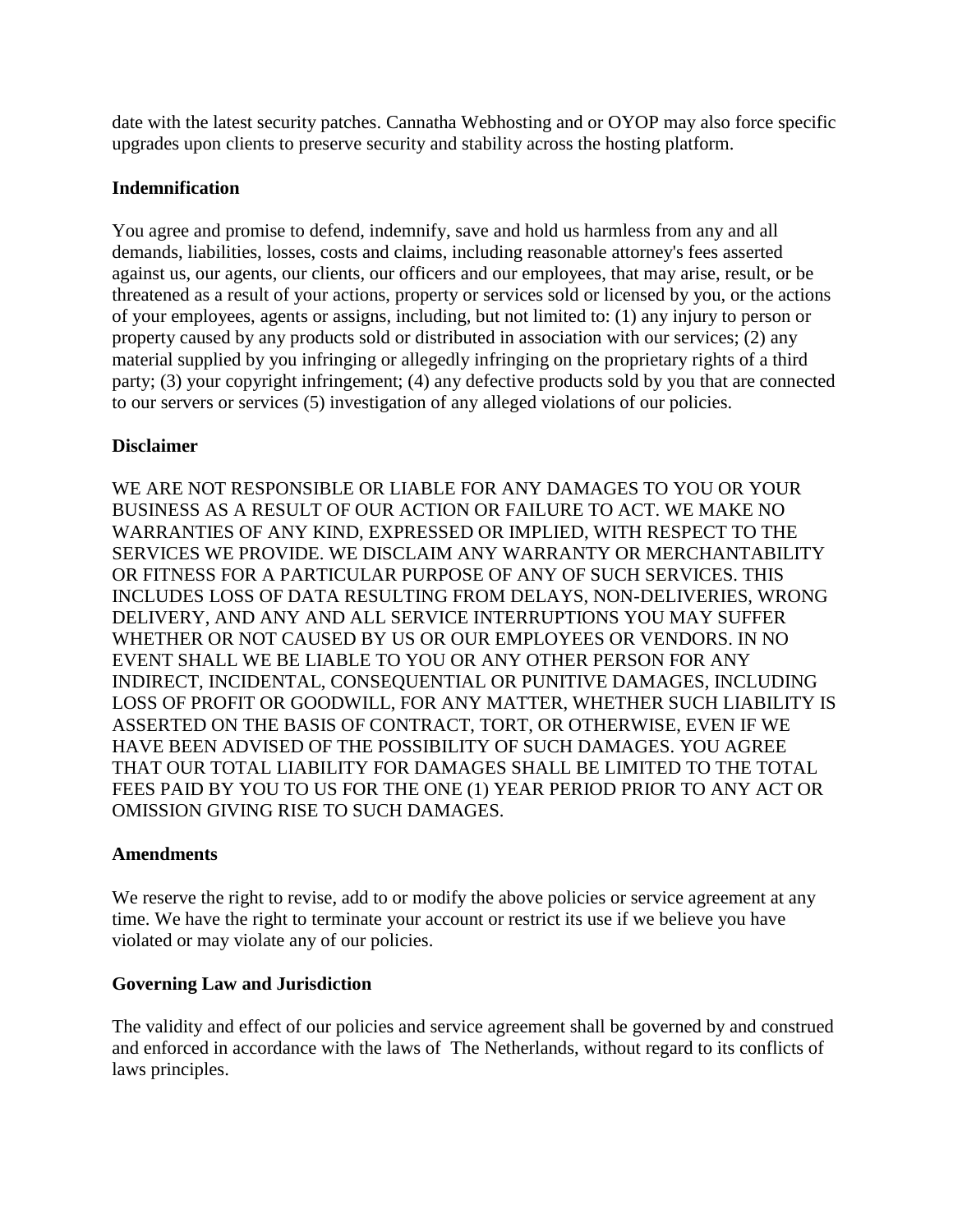date with the latest security patches. Cannatha Webhosting and or OYOP may also force specific upgrades upon clients to preserve security and stability across the hosting platform.

**Indemnification**

You agree and promise to defend, indemnify, save and hold us harmless from any and all demands, liabilities, losses, costs and claims, including reasonable attorney's fees asserted against us, our agents, our clients, our officers and our employees, that may arise, result, or be threatened as a result of your actions, property or services sold or licensed by you, or the actions of your employees, agents or assigns, including, but not limited to: (1) any injury to person or property caused by any products sold or distributed in association with our services; (2) any material supplied by you infringing or allegedly infringing on the proprietary rights of a third party; (3) your copyright infringement; (4) any defective products sold by you that are connected to our servers or services (5) investigation of any alleged violations of our policies.

**Disclaimer**

WE ARE NOT RESPONSIBLE OR LIABLE FOR ANY DAMAGES TO YOU OR YOUR BUSINESS AS A RESULT OF OUR ACTION OR FAILURE TO ACT. WE MAKE NO WARRANTIES OF ANY KIND, EXPRESSED OR IMPLIED, WITH RESPECT TO THE SERVICES WE PROVIDE. WE DISCLAIM ANY WARRANTY OR MERCHANTABILITY OR FITNESS FOR A PARTICULAR PURPOSE OF ANY OF SUCH SERVICES. THIS INCLUDES LOSS OF DATA RESULTING FROM DELAYS, NON-DELIVERIES, WRONG DELIVERY, AND ANY AND ALL SERVICE INTERRUPTIONS YOU MAY SUFFER WHETHER OR NOT CAUSED BY US OR OUR EMPLOYEES OR VENDORS. IN NO EVENT SHALL WE BE LIABLE TO YOU OR ANY OTHER PERSON FOR ANY INDIRECT, INCIDENTAL, CONSEQUENTIAL OR PUNITIVE DAMAGES, INCLUDING LOSS OF PROFIT OR GOODWILL, FOR ANY MATTER, WHETHER SUCH LIABILITY IS ASSERTED ON THE BASIS OF CONTRACT, TORT, OR OTHERWISE, EVEN IF WE HAVE BEEN ADVISED OF THE POSSIBILITY OF SUCH DAMAGES. YOU AGREE THAT OUR TOTAL LIABILITY FOR DAMAGES SHALL BE LIMITED TO THE TOTAL FEES PAID BY YOU TO US FOR THE ONE (1) YEAR PERIOD PRIOR TO ANY ACT OR OMISSION GIVING RISE TO SUCH DAMAGES.

**Amendments**

We reserve the right to revise, add to or modify the above policies or service agreement at any time. We have the right to terminate your account or restrict its use if we believe you have violated or may violate any of our policies.

**Governing Law and Jurisdiction**

The validity and effect of our policies and service agreement shall be governed by and construed and enforced in accordance with the laws of The Netherlands, without regard to its conflicts of laws principles.